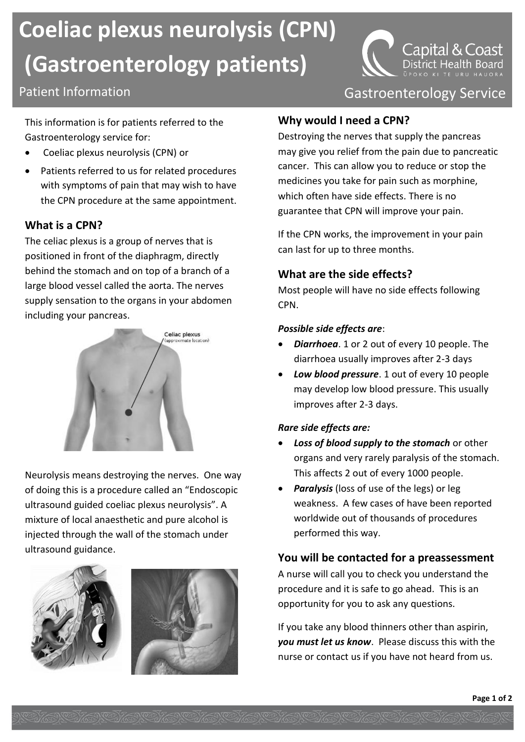# Coeliac plexus neurolysis (CPN) (Gastroenterology patients)

Patient Information

Capital & Coast District Health Board

Gastroenterology Service

This information is for patients referred to the Gastroenterology service for:

- Coeliac plexus neurolysis (CPN) or
- Patients referred to us for related procedures with symptoms of pain that may wish to have the CPN procedure at the same appointment.

## What is a CPN?

The celiac plexus is a group of nerves that is positioned in front of the diaphragm, directly behind the stomach and on top of a branch of a large blood vessel called the aorta. The nerves supply sensation to the organs in your abdomen including your pancreas.

Neurolysis means destroying the nerves. One way of doing this is a procedure called an "Endoscopic ultrasound guided coeliac plexus neurolysis". A mixture of local anaesthetic and pure alcohol is injected through the wall of the stomach under ultrasound guidance.

## Why would I need a CPN?

Destroying the nerves that supply the pancreas may give you relief from the pain due to pancreatic cancer. This can allow you to reduce or stop the medicines you take for pain such as morphine, which often have side effects. There is no guarantee that CPN will improve your pain.

If the CPN works, the improvement in your pain can last for up to three months.

## What are the side effects?

Most people will have no side effects following CPN.

***Possible side effects are***:

- ***Diarrhoea***. 1 or 2 out of every 10 people. The diarrhoea usually improves after 2-3 days
- ***Low blood pressure***. 1 out of every 10 people may develop low blood pressure. This usually improves after 2-3 days.

***Rare side effects are:***

- ***Loss of blood supply to the stomach*** or other organs and very rarely paralysis of the stomach. This affects 2 out of every 1000 people.
- ***Paralysis*** (loss of use of the legs) or leg weakness. A few cases of have been reported worldwide out of thousands of procedures performed this way.

## You will be contacted for a preassessment

A nurse will call you to check you understand the procedure and it is safe to go ahead. This is an opportunity for you to ask any questions.

If you take any blood thinners other than aspirin, ***you must let us know***. Please discuss this with the nurse or contact us if you have not heard from us.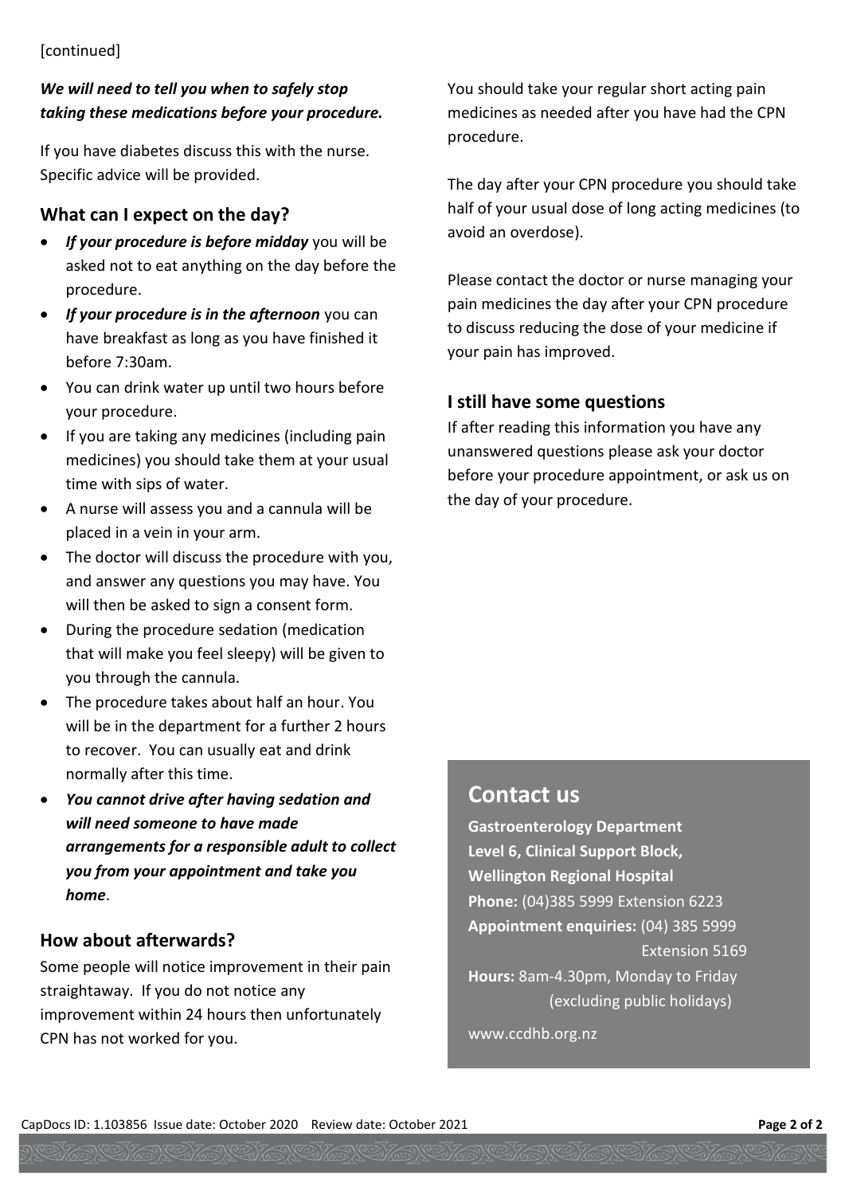[continued]

***We will need to tell you when to safely stop taking these medications before your procedure.***

If you have diabetes discuss this with the nurse. Specific advice will be provided.

## What can I expect on the day?

- ***If your procedure is before midday*** you will be asked not to eat anything on the day before the procedure.
- ***If your procedure is in the afternoon*** you can have breakfast as long as you have finished it before 7:30am.
- You can drink water up until two hours before your procedure.
- If you are taking any medicines (including pain medicines) you should take them at your usual time with sips of water.
- A nurse will assess you and a cannula will be placed in a vein in your arm.
- The doctor will discuss the procedure with you, and answer any questions you may have. You will then be asked to sign a consent form.
- During the procedure sedation (medication that will make you feel sleepy) will be given to you through the cannula.
- The procedure takes about half an hour. You will be in the department for a further 2 hours to recover. You can usually eat and drink normally after this time.
- ***You cannot drive after having sedation and will need someone to have made arrangements for a responsible adult to collect you from your appointment and take you home***.

## How about afterwards?

Some people will notice improvement in their pain straightaway. If you do not notice any improvement within 24 hours then unfortunately CPN has not worked for you.

You should take your regular short acting pain medicines as needed after you have had the CPN procedure.

The day after your CPN procedure you should take half of your usual dose of long acting medicines (to avoid an overdose).

Please contact the doctor or nurse managing your pain medicines the day after your CPN procedure to discuss reducing the dose of your medicine if your pain has improved.

## I still have some questions

If after reading this information you have any unanswered questions please ask your doctor before your procedure appointment, or ask us on the day of your procedure.

## Contact us

**Gastroenterology Department**
**Level 6, Clinical Support Block,**
**Wellington Regional Hospital**
**Phone:** (04)385 5999 Extension 6223
**Appointment enquiries:** (04) 385 5999 Extension 5169
**Hours:** 8am-4.30pm, Monday to Friday (excluding public holidays)

www.ccdhb.org.nz

CapDocs ID: 1.103856 Issue date: October 2020 Review date: October 2021